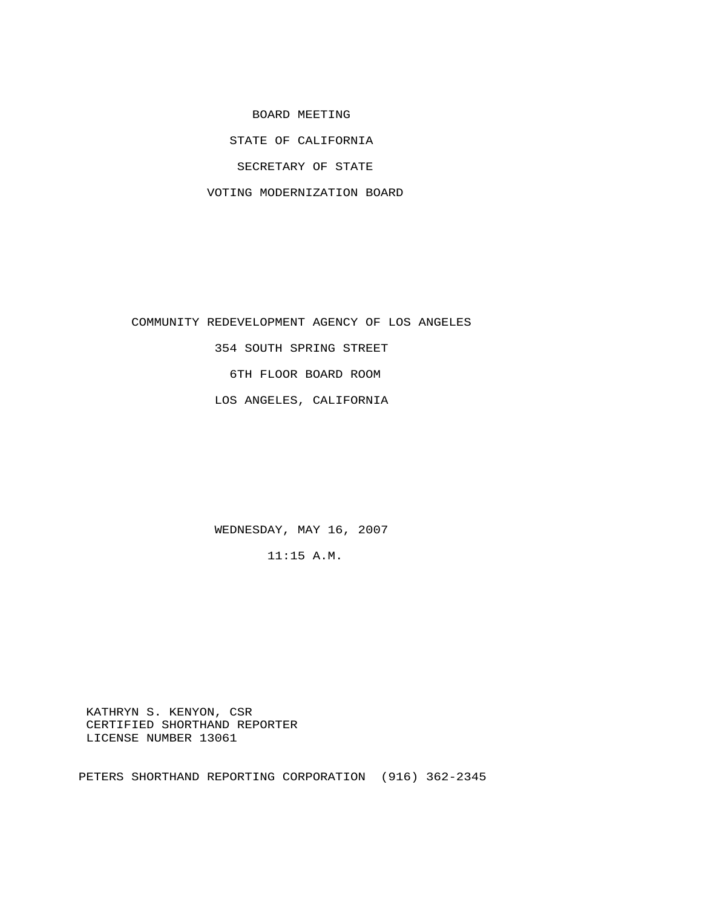# BOARD MEETING

## STATE OF CALIFORNIA

## SECRETARY OF STATE

## VOTING MODERNIZATION BOARD

COMMUNITY REDEVELOPMENT AGENCY OF LOS ANGELES

354 SOUTH SPRING STREET

6TH FLOOR BOARD ROOM

LOS ANGELES, CALIFORNIA

WEDNESDAY, MAY 16, 2007

11:15 A.M.

KATHRYN S. KENYON, CSR
CERTIFIED SHORTHAND REPORTER
LICENSE NUMBER 13061

PETERS SHORTHAND REPORTING CORPORATION (916) 362-2345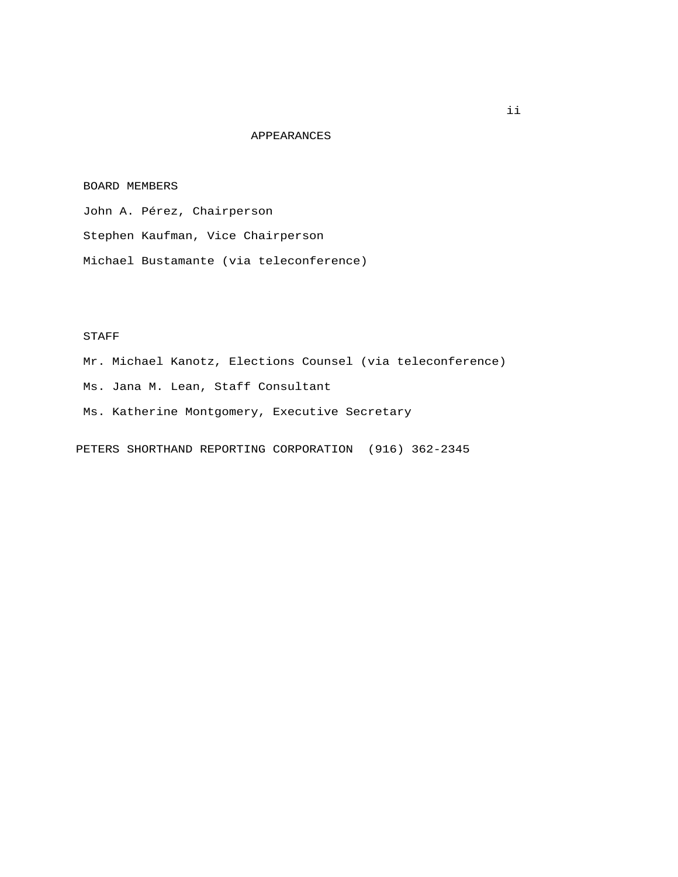# APPEARANCES

BOARD MEMBERS

John A. Pérez, Chairperson

Stephen Kaufman, Vice Chairperson

Michael Bustamante (via teleconference)

STAFF

Mr. Michael Kanotz, Elections Counsel (via teleconference)

Ms. Jana M. Lean, Staff Consultant

Ms. Katherine Montgomery, Executive Secretary

PETERS SHORTHAND REPORTING CORPORATION (916) 362-2345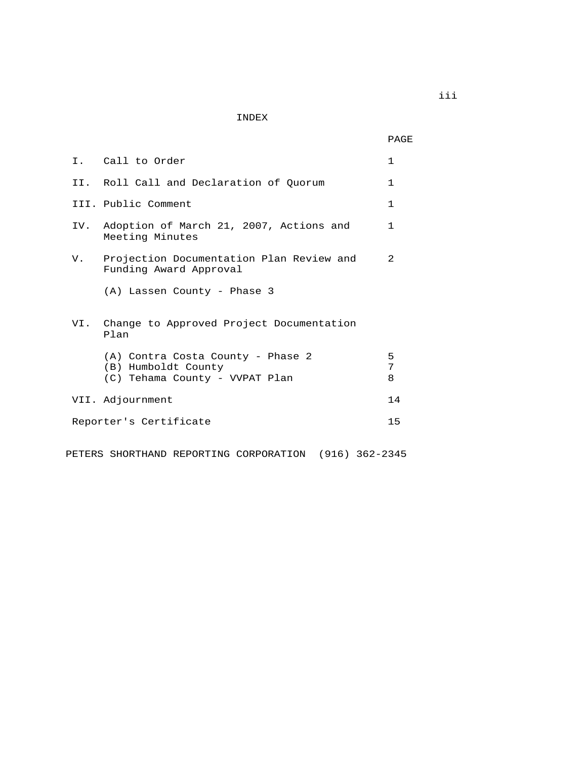# INDEX

| | | PAGE |
|---|---|---|
| I. | Call to Order | 1 |
| II. | Roll Call and Declaration of Quorum | 1 |
| III. | Public Comment | 1 |
| IV. | Adoption of March 21, 2007, Actions and Meeting Minutes | 1 |
| V. | Projection Documentation Plan Review and Funding Award Approval | 2 |
| | (A) Lassen County - Phase 3 | |
| VI. | Change to Approved Project Documentation Plan | |
| | (A) Contra Costa County - Phase 2 | 5 |
| | (B) Humboldt County | 7 |
| | (C) Tehama County - VVPAT Plan | 8 |
| VII. | Adjournment | 14 |
| | Reporter's Certificate | 15 |

PETERS SHORTHAND REPORTING CORPORATION (916) 362-2345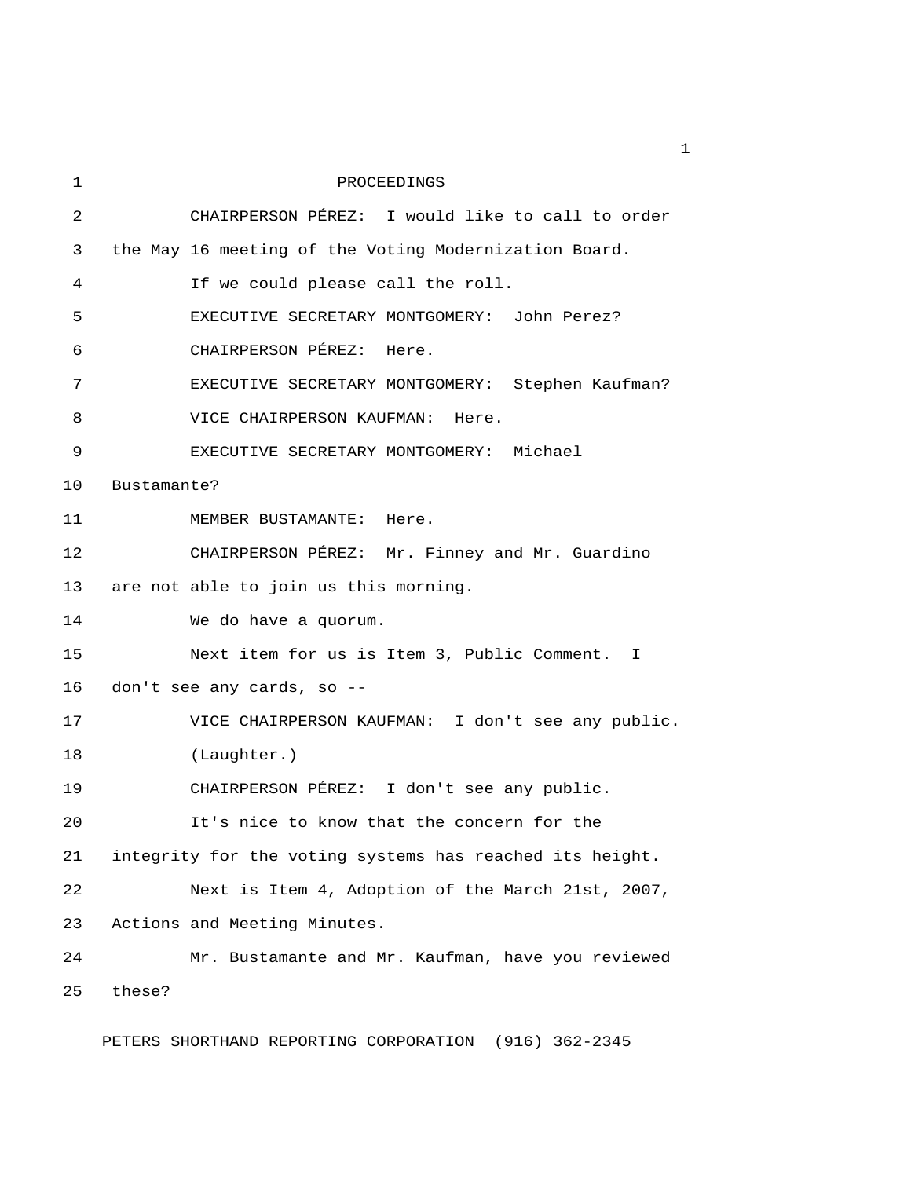PROCEEDINGS

CHAIRPERSON PÉREZ: I would like to call to order the May 16 meeting of the Voting Modernization Board.

If we could please call the roll.

EXECUTIVE SECRETARY MONTGOMERY: John Perez?

CHAIRPERSON PÉREZ: Here.

EXECUTIVE SECRETARY MONTGOMERY: Stephen Kaufman?

VICE CHAIRPERSON KAUFMAN: Here.

EXECUTIVE SECRETARY MONTGOMERY: Michael Bustamante?

MEMBER BUSTAMANTE: Here.

CHAIRPERSON PÉREZ: Mr. Finney and Mr. Guardino are not able to join us this morning.

We do have a quorum.

Next item for us is Item 3, Public Comment. I don't see any cards, so --

VICE CHAIRPERSON KAUFMAN: I don't see any public.

(Laughter.)

CHAIRPERSON PÉREZ: I don't see any public.

It's nice to know that the concern for the integrity for the voting systems has reached its height.

Next is Item 4, Adoption of the March 21st, 2007, Actions and Meeting Minutes.

Mr. Bustamante and Mr. Kaufman, have you reviewed these?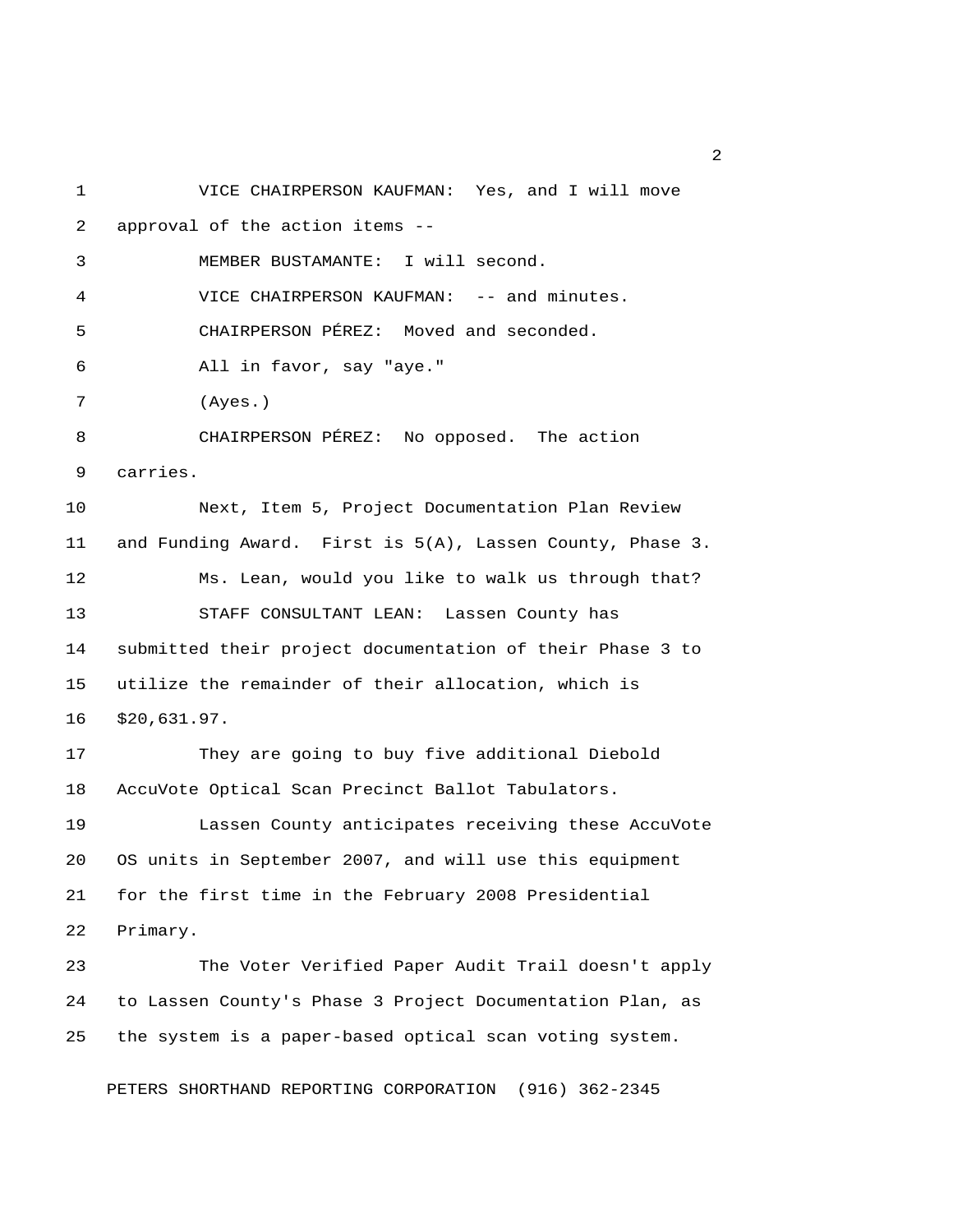VICE CHAIRPERSON KAUFMAN: Yes, and I will move approval of the action items --

MEMBER BUSTAMANTE: I will second.

VICE CHAIRPERSON KAUFMAN: -- and minutes.

CHAIRPERSON PÉREZ: Moved and seconded.

All in favor, say "aye."

(Ayes.)

CHAIRPERSON PÉREZ: No opposed. The action carries.

Next, Item 5, Project Documentation Plan Review and Funding Award. First is 5(A), Lassen County, Phase 3.

Ms. Lean, would you like to walk us through that?

STAFF CONSULTANT LEAN: Lassen County has submitted their project documentation of their Phase 3 to utilize the remainder of their allocation, which is $20,631.97.

They are going to buy five additional Diebold AccuVote Optical Scan Precinct Ballot Tabulators.

Lassen County anticipates receiving these AccuVote OS units in September 2007, and will use this equipment for the first time in the February 2008 Presidential Primary.

The Voter Verified Paper Audit Trail doesn't apply to Lassen County's Phase 3 Project Documentation Plan, as the system is a paper-based optical scan voting system.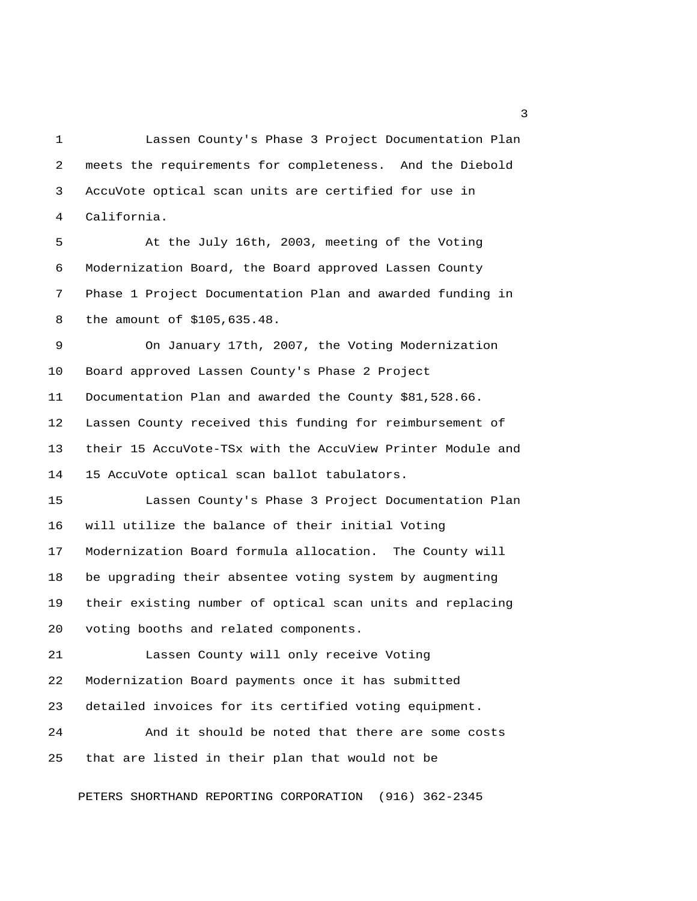Lassen County's Phase 3 Project Documentation Plan meets the requirements for completeness. And the Diebold AccuVote optical scan units are certified for use in California.

At the July 16th, 2003, meeting of the Voting Modernization Board, the Board approved Lassen County Phase 1 Project Documentation Plan and awarded funding in the amount of $105,635.48.

On January 17th, 2007, the Voting Modernization Board approved Lassen County's Phase 2 Project Documentation Plan and awarded the County $81,528.66. Lassen County received this funding for reimbursement of their 15 AccuVote-TSx with the AccuView Printer Module and 15 AccuVote optical scan ballot tabulators.

Lassen County's Phase 3 Project Documentation Plan will utilize the balance of their initial Voting Modernization Board formula allocation. The County will be upgrading their absentee voting system by augmenting their existing number of optical scan units and replacing voting booths and related components.

Lassen County will only receive Voting Modernization Board payments once it has submitted detailed invoices for its certified voting equipment.

And it should be noted that there are some costs that are listed in their plan that would not be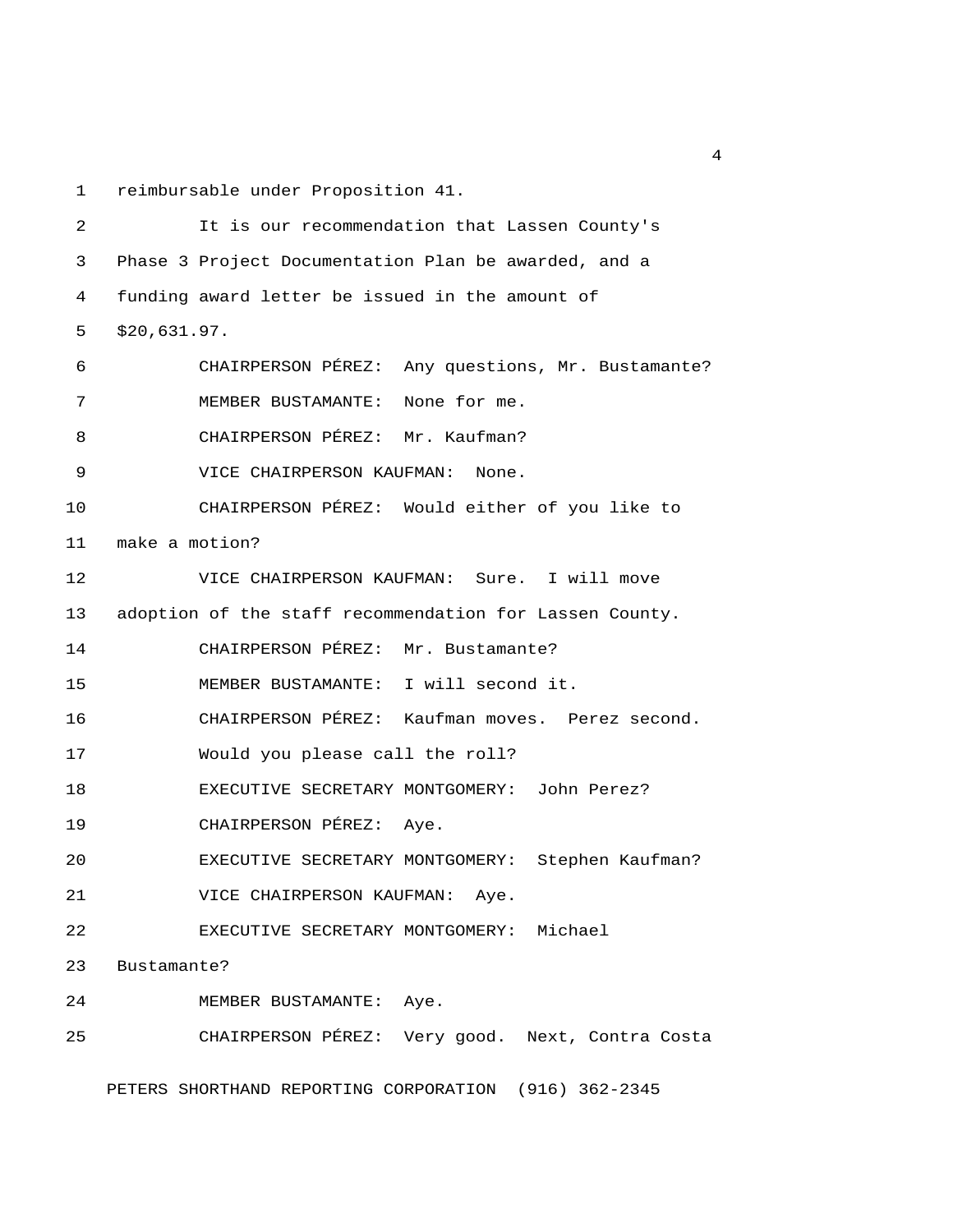reimbursable under Proposition 41.

It is our recommendation that Lassen County's Phase 3 Project Documentation Plan be awarded, and a funding award letter be issued in the amount of $20,631.97.

CHAIRPERSON PÉREZ: Any questions, Mr. Bustamante?

MEMBER BUSTAMANTE: None for me.

CHAIRPERSON PÉREZ: Mr. Kaufman?

VICE CHAIRPERSON KAUFMAN: None.

CHAIRPERSON PÉREZ: Would either of you like to make a motion?

VICE CHAIRPERSON KAUFMAN: Sure. I will move adoption of the staff recommendation for Lassen County.

CHAIRPERSON PÉREZ: Mr. Bustamante?

MEMBER BUSTAMANTE: I will second it.

CHAIRPERSON PÉREZ: Kaufman moves. Perez second.

Would you please call the roll?

EXECUTIVE SECRETARY MONTGOMERY: John Perez?

CHAIRPERSON PÉREZ: Aye.

EXECUTIVE SECRETARY MONTGOMERY: Stephen Kaufman?

VICE CHAIRPERSON KAUFMAN: Aye.

EXECUTIVE SECRETARY MONTGOMERY: Michael Bustamante?

MEMBER BUSTAMANTE: Aye.

CHAIRPERSON PÉREZ: Very good. Next, Contra Costa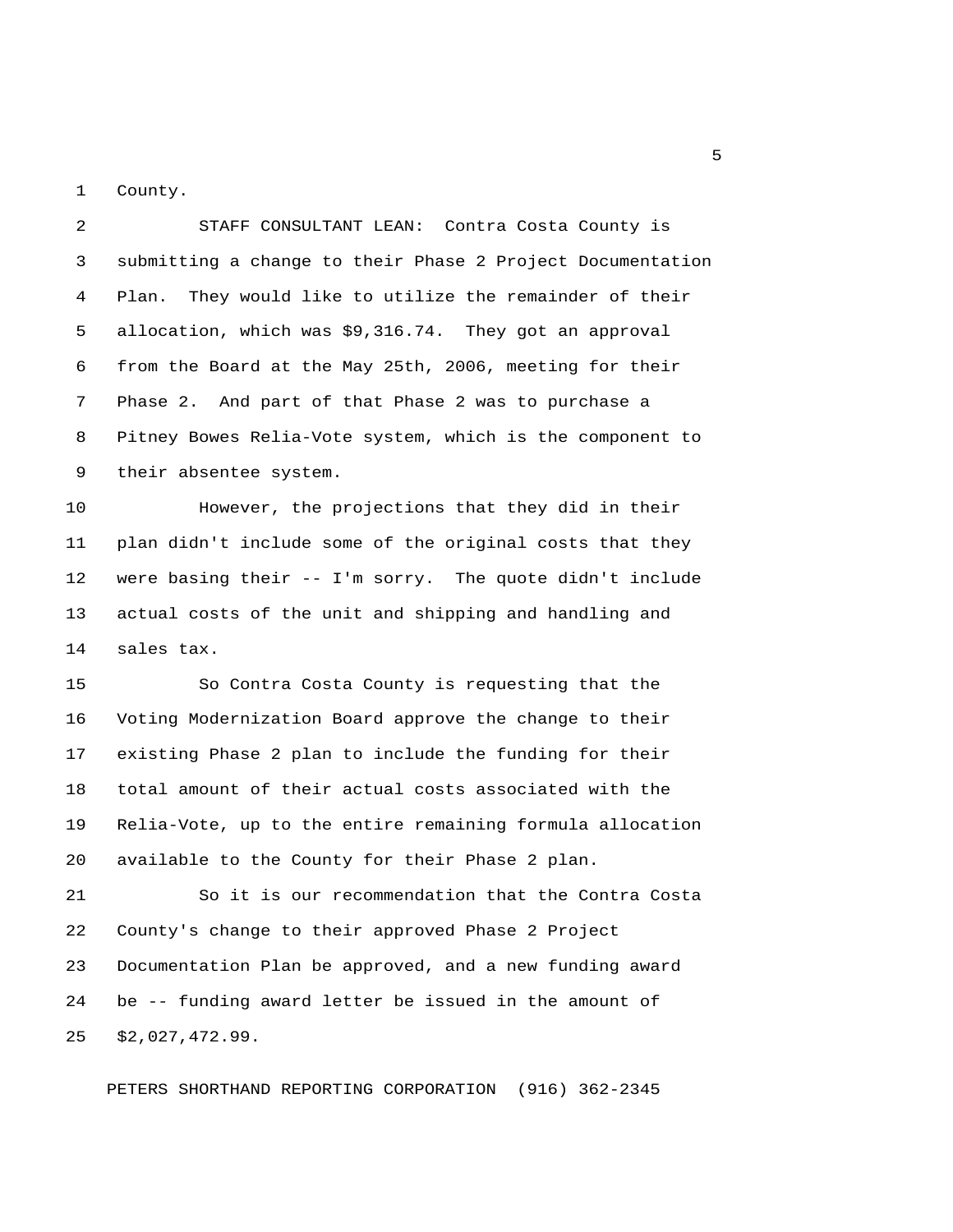County.

STAFF CONSULTANT LEAN: Contra Costa County is submitting a change to their Phase 2 Project Documentation Plan. They would like to utilize the remainder of their allocation, which was $9,316.74. They got an approval from the Board at the May 25th, 2006, meeting for their Phase 2. And part of that Phase 2 was to purchase a Pitney Bowes Relia-Vote system, which is the component to their absentee system.

However, the projections that they did in their plan didn't include some of the original costs that they were basing their -- I'm sorry. The quote didn't include actual costs of the unit and shipping and handling and sales tax.

So Contra Costa County is requesting that the Voting Modernization Board approve the change to their existing Phase 2 plan to include the funding for their total amount of their actual costs associated with the Relia-Vote, up to the entire remaining formula allocation available to the County for their Phase 2 plan.

So it is our recommendation that the Contra Costa County's change to their approved Phase 2 Project Documentation Plan be approved, and a new funding award be -- funding award letter be issued in the amount of $2,027,472.99.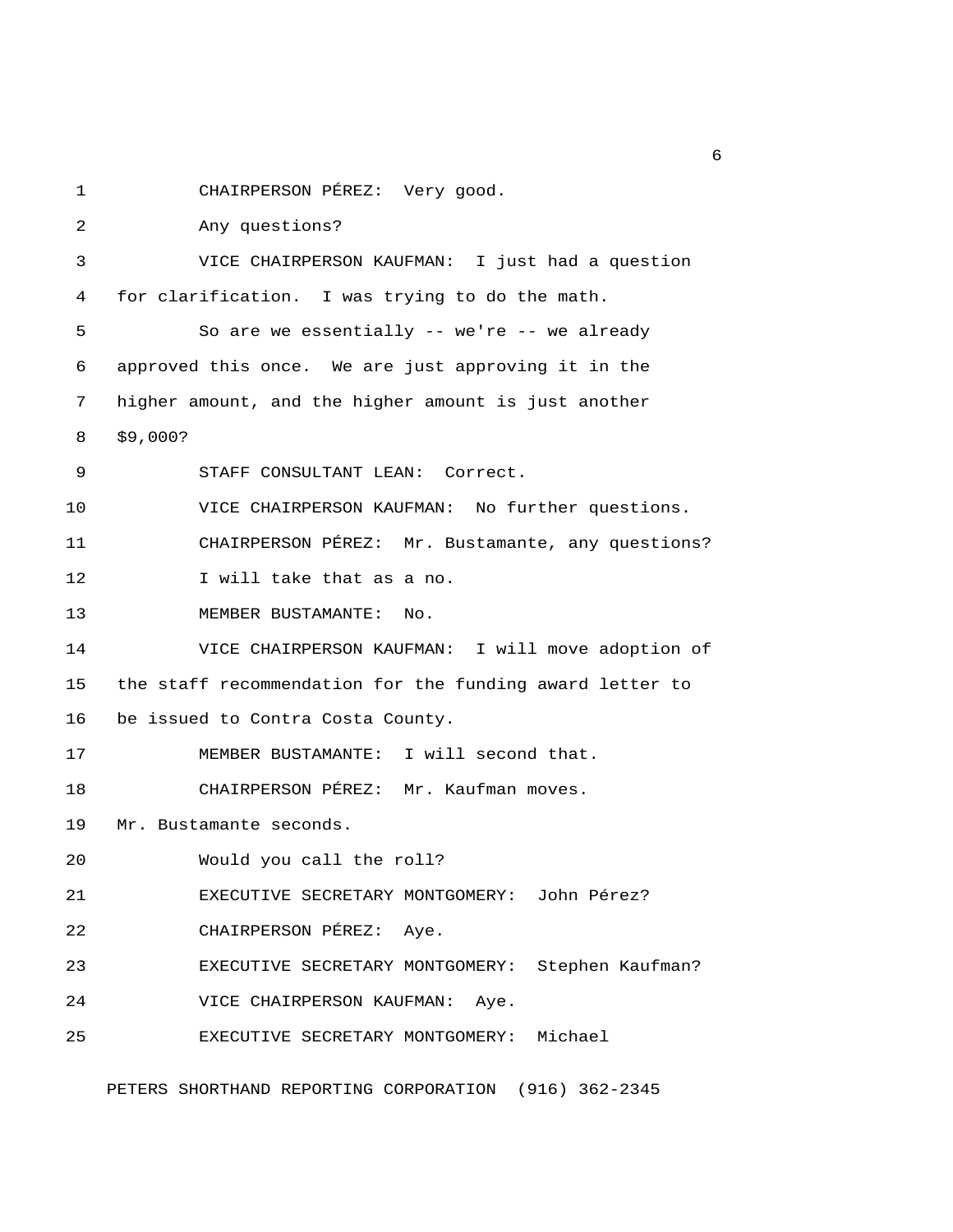CHAIRPERSON PÉREZ: Very good.

Any questions?

VICE CHAIRPERSON KAUFMAN: I just had a question for clarification. I was trying to do the math.

So are we essentially -- we're -- we already approved this once. We are just approving it in the higher amount, and the higher amount is just another $9,000?

STAFF CONSULTANT LEAN: Correct.

VICE CHAIRPERSON KAUFMAN: No further questions.

CHAIRPERSON PÉREZ: Mr. Bustamante, any questions?

I will take that as a no.

MEMBER BUSTAMANTE: No.

VICE CHAIRPERSON KAUFMAN: I will move adoption of the staff recommendation for the funding award letter to be issued to Contra Costa County.

MEMBER BUSTAMANTE: I will second that.

CHAIRPERSON PÉREZ: Mr. Kaufman moves. Mr. Bustamante seconds.

Would you call the roll?

EXECUTIVE SECRETARY MONTGOMERY: John Pérez?

CHAIRPERSON PÉREZ: Aye.

EXECUTIVE SECRETARY MONTGOMERY: Stephen Kaufman?

VICE CHAIRPERSON KAUFMAN: Aye.

EXECUTIVE SECRETARY MONTGOMERY: Michael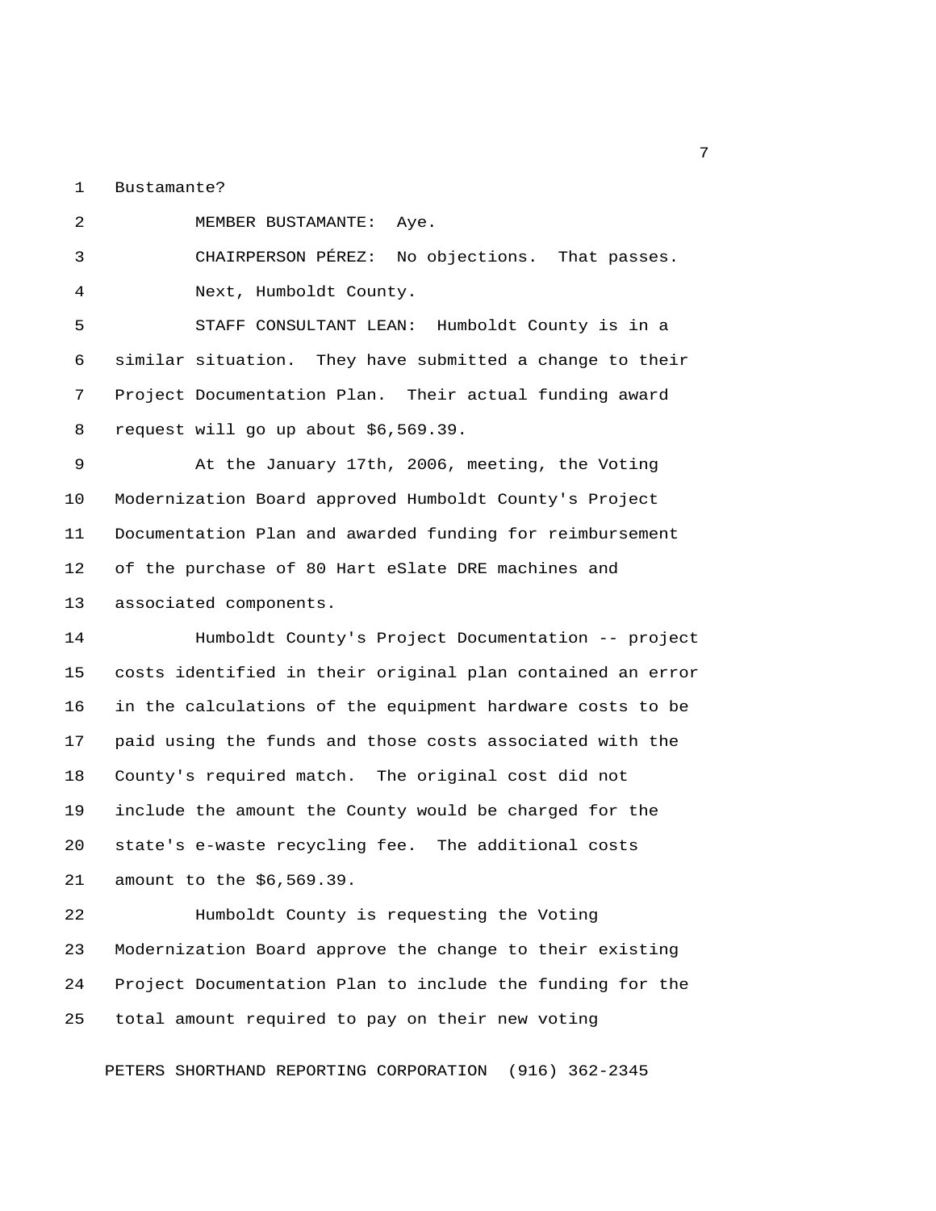Bustamante?

MEMBER BUSTAMANTE: Aye.

CHAIRPERSON PÉREZ: No objections. That passes.

Next, Humboldt County.

STAFF CONSULTANT LEAN: Humboldt County is in a similar situation. They have submitted a change to their Project Documentation Plan. Their actual funding award request will go up about $6,569.39.

At the January 17th, 2006, meeting, the Voting Modernization Board approved Humboldt County's Project Documentation Plan and awarded funding for reimbursement of the purchase of 80 Hart eSlate DRE machines and associated components.

Humboldt County's Project Documentation -- project costs identified in their original plan contained an error in the calculations of the equipment hardware costs to be paid using the funds and those costs associated with the County's required match. The original cost did not include the amount the County would be charged for the state's e-waste recycling fee. The additional costs amount to the $6,569.39.

Humboldt County is requesting the Voting Modernization Board approve the change to their existing Project Documentation Plan to include the funding for the total amount required to pay on their new voting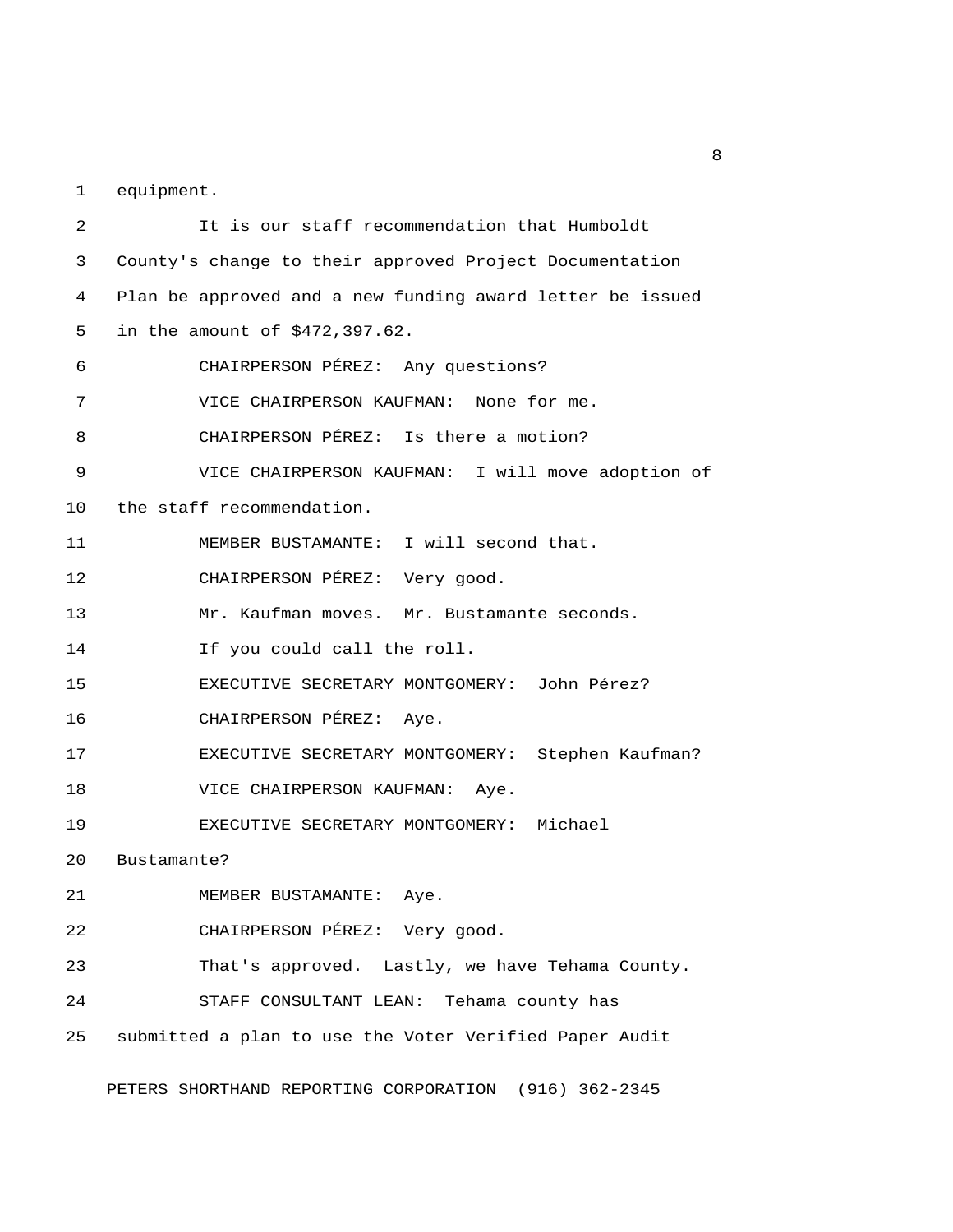equipment.

It is our staff recommendation that Humboldt County's change to their approved Project Documentation Plan be approved and a new funding award letter be issued in the amount of $472,397.62.

CHAIRPERSON PÉREZ: Any questions?

VICE CHAIRPERSON KAUFMAN: None for me.

CHAIRPERSON PÉREZ: Is there a motion?

VICE CHAIRPERSON KAUFMAN: I will move adoption of the staff recommendation.

MEMBER BUSTAMANTE: I will second that.

CHAIRPERSON PÉREZ: Very good.

Mr. Kaufman moves. Mr. Bustamante seconds.

If you could call the roll.

EXECUTIVE SECRETARY MONTGOMERY: John Pérez?

CHAIRPERSON PÉREZ: Aye.

EXECUTIVE SECRETARY MONTGOMERY: Stephen Kaufman?

VICE CHAIRPERSON KAUFMAN: Aye.

EXECUTIVE SECRETARY MONTGOMERY: Michael Bustamante?

MEMBER BUSTAMANTE: Aye.

CHAIRPERSON PÉREZ: Very good.

That's approved. Lastly, we have Tehama County.

STAFF CONSULTANT LEAN: Tehama county has submitted a plan to use the Voter Verified Paper Audit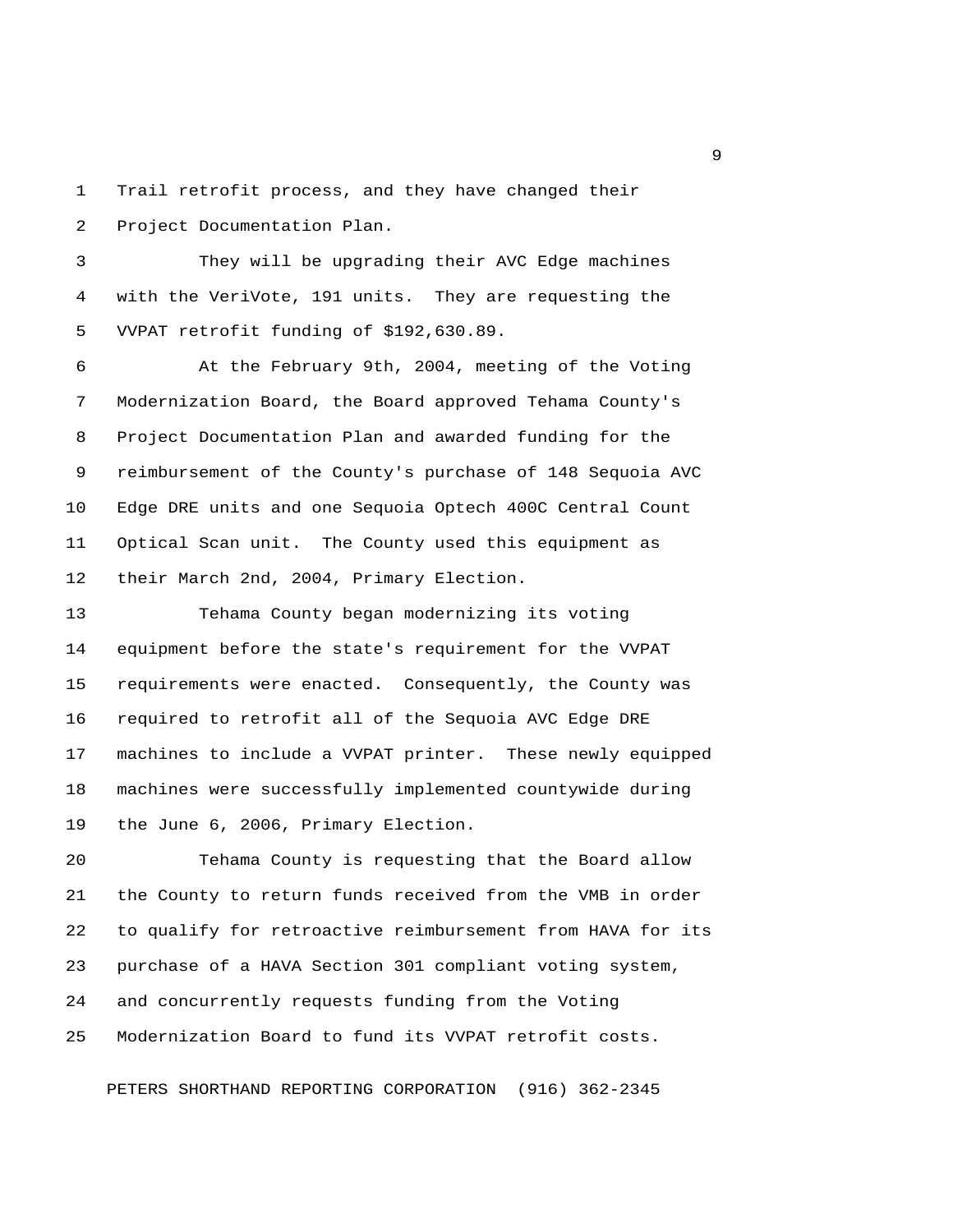Trail retrofit process, and they have changed their Project Documentation Plan.

They will be upgrading their AVC Edge machines with the VeriVote, 191 units. They are requesting the VVPAT retrofit funding of $192,630.89.

At the February 9th, 2004, meeting of the Voting Modernization Board, the Board approved Tehama County's Project Documentation Plan and awarded funding for the reimbursement of the County's purchase of 148 Sequoia AVC Edge DRE units and one Sequoia Optech 400C Central Count Optical Scan unit. The County used this equipment as their March 2nd, 2004, Primary Election.

Tehama County began modernizing its voting equipment before the state's requirement for the VVPAT requirements were enacted. Consequently, the County was required to retrofit all of the Sequoia AVC Edge DRE machines to include a VVPAT printer. These newly equipped machines were successfully implemented countywide during the June 6, 2006, Primary Election.

Tehama County is requesting that the Board allow the County to return funds received from the VMB in order to qualify for retroactive reimbursement from HAVA for its purchase of a HAVA Section 301 compliant voting system, and concurrently requests funding from the Voting Modernization Board to fund its VVPAT retrofit costs.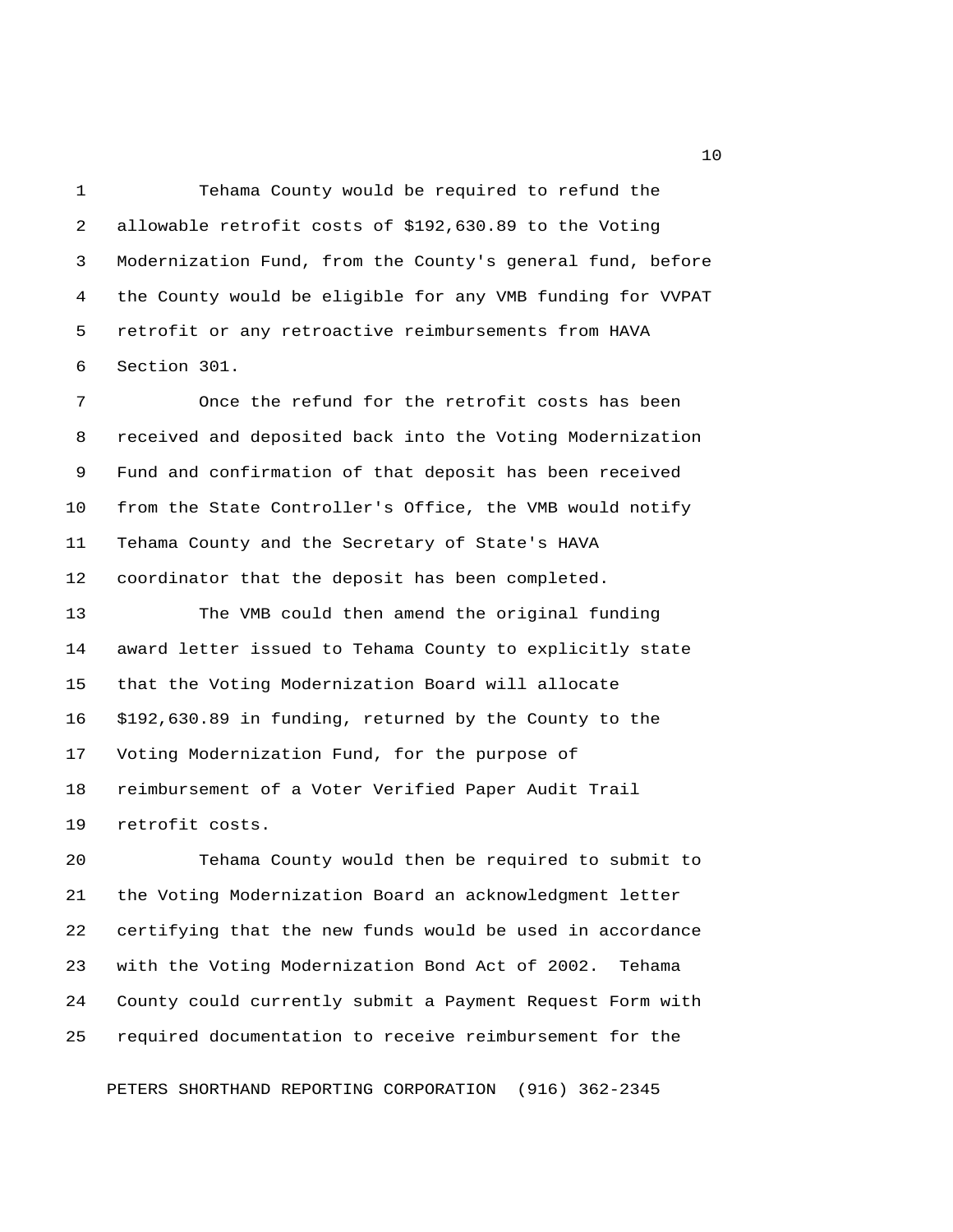Tehama County would be required to refund the allowable retrofit costs of $192,630.89 to the Voting Modernization Fund, from the County's general fund, before the County would be eligible for any VMB funding for VVPAT retrofit or any retroactive reimbursements from HAVA Section 301.

Once the refund for the retrofit costs has been received and deposited back into the Voting Modernization Fund and confirmation of that deposit has been received from the State Controller's Office, the VMB would notify Tehama County and the Secretary of State's HAVA coordinator that the deposit has been completed.

The VMB could then amend the original funding award letter issued to Tehama County to explicitly state that the Voting Modernization Board will allocate $192,630.89 in funding, returned by the County to the Voting Modernization Fund, for the purpose of reimbursement of a Voter Verified Paper Audit Trail retrofit costs.

Tehama County would then be required to submit to the Voting Modernization Board an acknowledgment letter certifying that the new funds would be used in accordance with the Voting Modernization Bond Act of 2002. Tehama County could currently submit a Payment Request Form with required documentation to receive reimbursement for the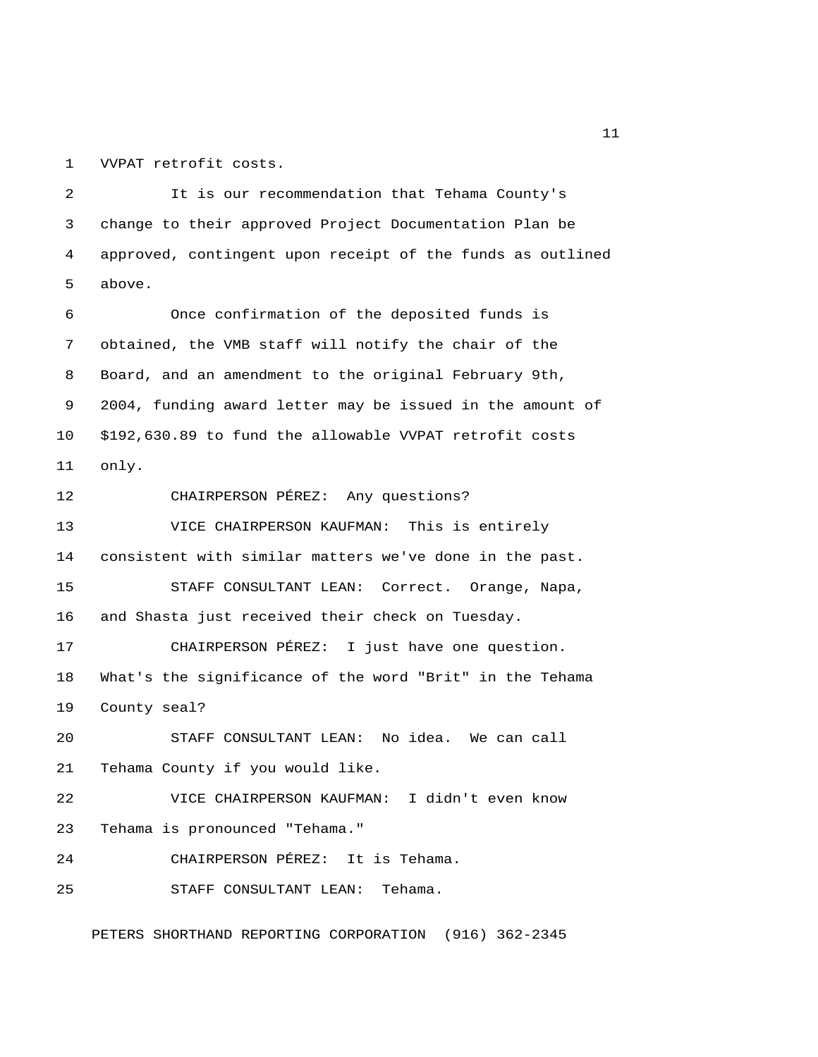VVPAT retrofit costs.

It is our recommendation that Tehama County's change to their approved Project Documentation Plan be approved, contingent upon receipt of the funds as outlined above.

Once confirmation of the deposited funds is obtained, the VMB staff will notify the chair of the Board, and an amendment to the original February 9th, 2004, funding award letter may be issued in the amount of $192,630.89 to fund the allowable VVPAT retrofit costs only.

CHAIRPERSON PÉREZ: Any questions?

VICE CHAIRPERSON KAUFMAN: This is entirely consistent with similar matters we've done in the past.

STAFF CONSULTANT LEAN: Correct. Orange, Napa, and Shasta just received their check on Tuesday.

CHAIRPERSON PÉREZ: I just have one question. What's the significance of the word "Brit" in the Tehama County seal?

STAFF CONSULTANT LEAN: No idea. We can call Tehama County if you would like.

VICE CHAIRPERSON KAUFMAN: I didn't even know Tehama is pronounced "Tehama."

CHAIRPERSON PÉREZ: It is Tehama.

STAFF CONSULTANT LEAN: Tehama.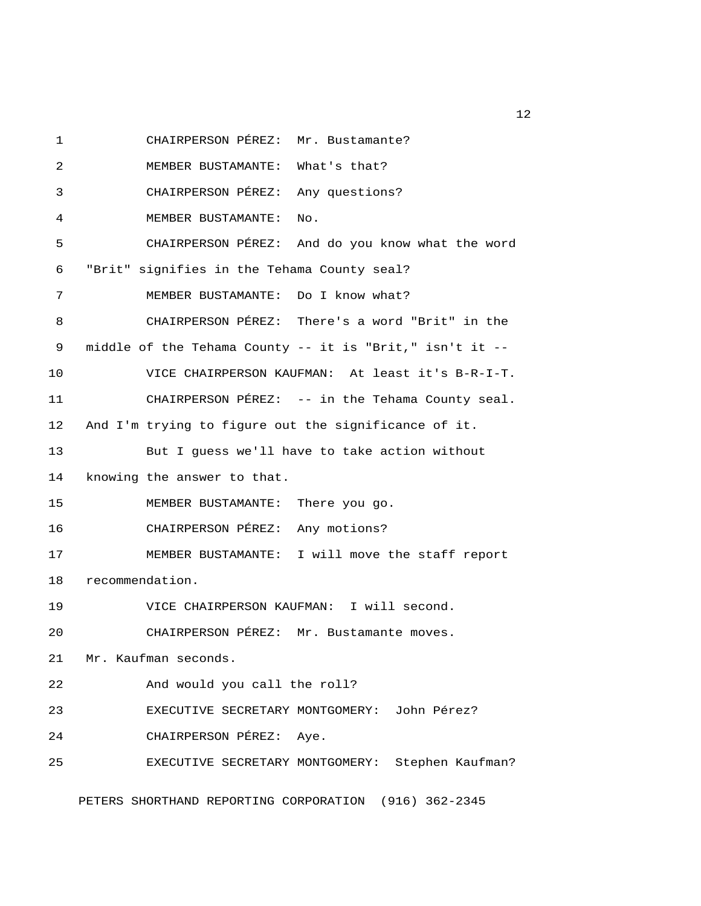CHAIRPERSON PÉREZ: Mr. Bustamante?

MEMBER BUSTAMANTE: What's that?

CHAIRPERSON PÉREZ: Any questions?

MEMBER BUSTAMANTE: No.

CHAIRPERSON PÉREZ: And do you know what the word "Brit" signifies in the Tehama County seal?

MEMBER BUSTAMANTE: Do I know what?

CHAIRPERSON PÉREZ: There's a word "Brit" in the middle of the Tehama County -- it is "Brit," isn't it --

VICE CHAIRPERSON KAUFMAN: At least it's B-R-I-T.

CHAIRPERSON PÉREZ: -- in the Tehama County seal. And I'm trying to figure out the significance of it.

But I guess we'll have to take action without knowing the answer to that.

MEMBER BUSTAMANTE: There you go.

CHAIRPERSON PÉREZ: Any motions?

MEMBER BUSTAMANTE: I will move the staff report recommendation.

VICE CHAIRPERSON KAUFMAN: I will second.

CHAIRPERSON PÉREZ: Mr. Bustamante moves. Mr. Kaufman seconds.

And would you call the roll?

EXECUTIVE SECRETARY MONTGOMERY: John Pérez?

CHAIRPERSON PÉREZ: Aye.

EXECUTIVE SECRETARY MONTGOMERY: Stephen Kaufman?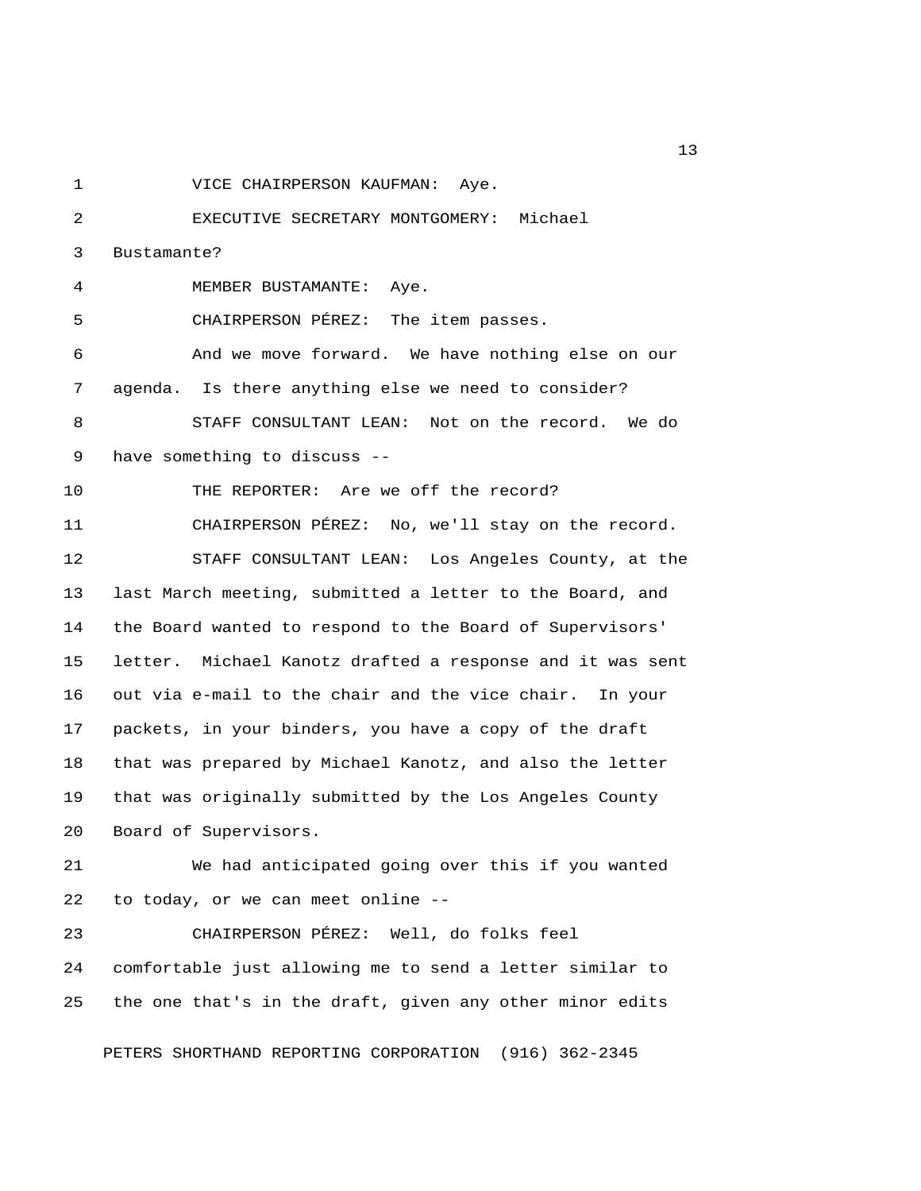VICE CHAIRPERSON KAUFMAN: Aye.

EXECUTIVE SECRETARY MONTGOMERY: Michael Bustamante?

MEMBER BUSTAMANTE: Aye.

CHAIRPERSON PÉREZ: The item passes.

And we move forward. We have nothing else on our agenda. Is there anything else we need to consider?

STAFF CONSULTANT LEAN: Not on the record. We do have something to discuss --

THE REPORTER: Are we off the record?

CHAIRPERSON PÉREZ: No, we'll stay on the record.

STAFF CONSULTANT LEAN: Los Angeles County, at the last March meeting, submitted a letter to the Board, and the Board wanted to respond to the Board of Supervisors' letter. Michael Kanotz drafted a response and it was sent out via e-mail to the chair and the vice chair. In your packets, in your binders, you have a copy of the draft that was prepared by Michael Kanotz, and also the letter that was originally submitted by the Los Angeles County Board of Supervisors.

We had anticipated going over this if you wanted to today, or we can meet online --

CHAIRPERSON PÉREZ: Well, do folks feel comfortable just allowing me to send a letter similar to the one that's in the draft, given any other minor edits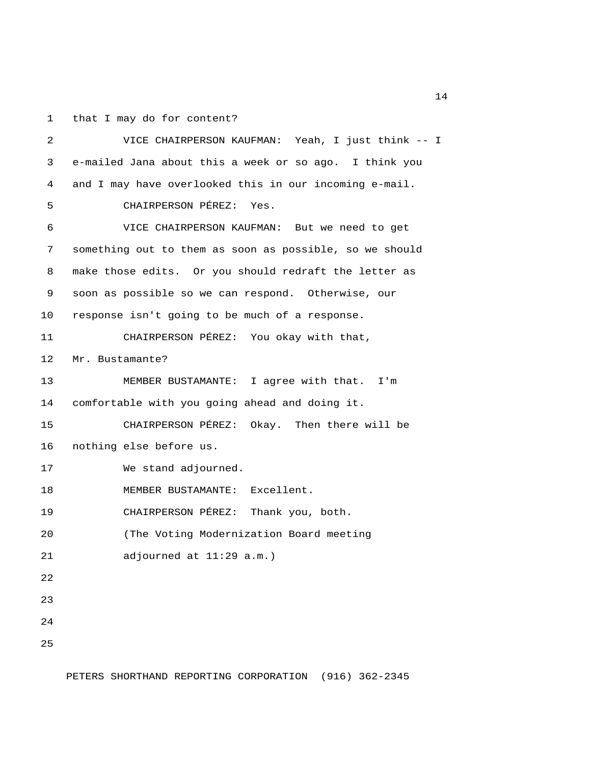that I may do for content?

VICE CHAIRPERSON KAUFMAN: Yeah, I just think -- I e-mailed Jana about this a week or so ago. I think you and I may have overlooked this in our incoming e-mail.

CHAIRPERSON PÉREZ: Yes.

VICE CHAIRPERSON KAUFMAN: But we need to get something out to them as soon as possible, so we should make those edits. Or you should redraft the letter as soon as possible so we can respond. Otherwise, our response isn't going to be much of a response.

CHAIRPERSON PÉREZ: You okay with that, Mr. Bustamante?

MEMBER BUSTAMANTE: I agree with that. I'm comfortable with you going ahead and doing it.

CHAIRPERSON PÉREZ: Okay. Then there will be nothing else before us.

We stand adjourned.

MEMBER BUSTAMANTE: Excellent.

CHAIRPERSON PÉREZ: Thank you, both.

(The Voting Modernization Board meeting adjourned at 11:29 a.m.)

PETERS SHORTHAND REPORTING CORPORATION (916) 362-2345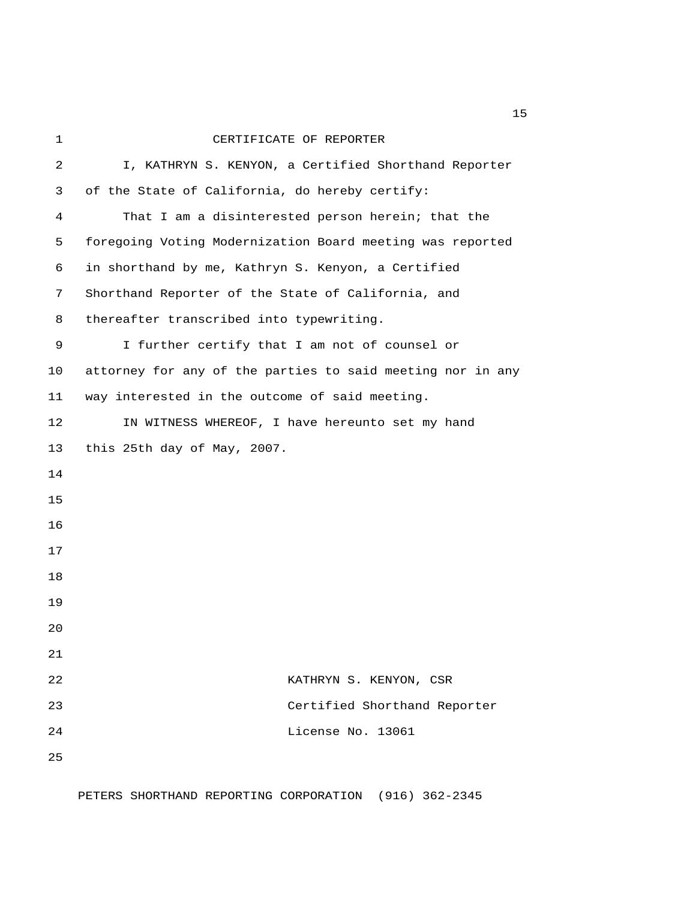# CERTIFICATE OF REPORTER

I, KATHRYN S. KENYON, a Certified Shorthand Reporter of the State of California, do hereby certify:

That I am a disinterested person herein; that the foregoing Voting Modernization Board meeting was reported in shorthand by me, Kathryn S. Kenyon, a Certified Shorthand Reporter of the State of California, and thereafter transcribed into typewriting.

I further certify that I am not of counsel or attorney for any of the parties to said meeting nor in any way interested in the outcome of said meeting.

IN WITNESS WHEREOF, I have hereunto set my hand this 25th day of May, 2007.

KATHRYN S. KENYON, CSR
Certified Shorthand Reporter
License No. 13061